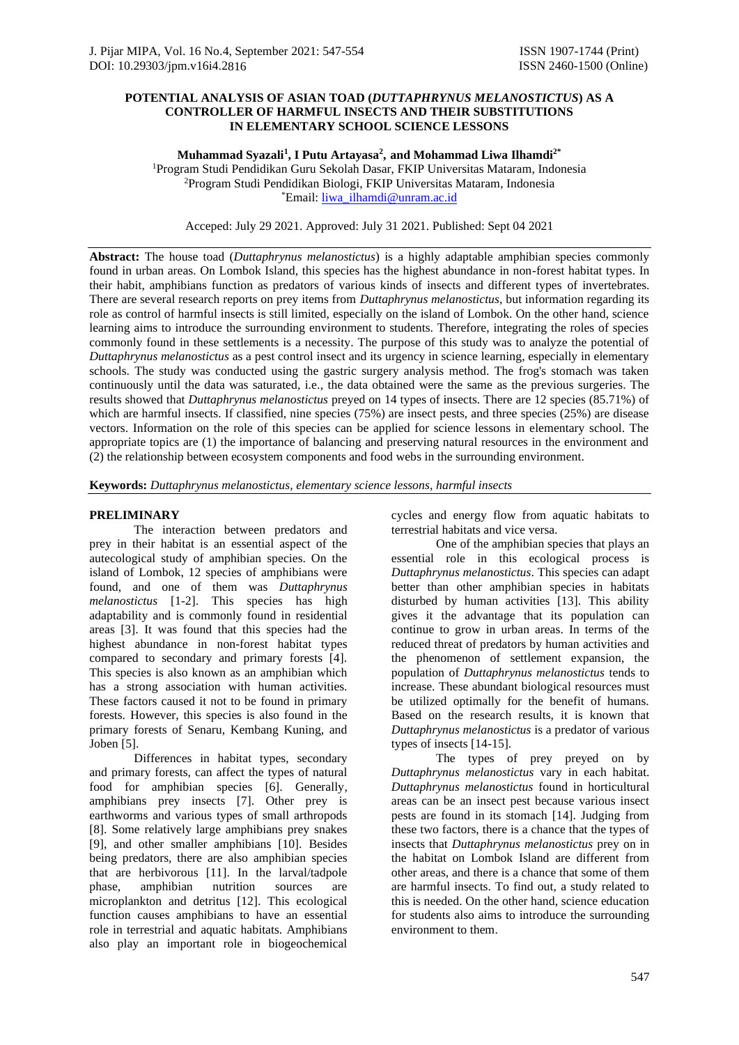# POTENTIAL ANALYSIS OF ASIAN TOAD (*DUTTAPHRYNUS MELANOSTICTUS*) AS A CONTROLLER OF HARMFUL INSECTS AND THEIR SUBSTITUTIONS IN ELEMENTARY SCHOOL SCIENCE LESSONS

**Muhammad Syazali[1], I Putu Artayasa[2], and Mohammad Liwa Ilhamdi[2*]**

[1]Program Studi Pendidikan Guru Sekolah Dasar, FKIP Universitas Mataram, Indonesia
[2]Program Studi Pendidikan Biologi, FKIP Universitas Mataram, Indonesia
[*]Email: liwa_ilhamdi@unram.ac.id

Acceped: July 29 2021. Approved: July 31 2021. Published: Sept 04 2021

**Abstract:** The house toad (*Duttaphrynus melanostictus*) is a highly adaptable amphibian species commonly found in urban areas. On Lombok Island, this species has the highest abundance in non-forest habitat types. In their habit, amphibians function as predators of various kinds of insects and different types of invertebrates. There are several research reports on prey items from *Duttaphrynus melanostictus*, but information regarding its role as control of harmful insects is still limited, especially on the island of Lombok. On the other hand, science learning aims to introduce the surrounding environment to students. Therefore, integrating the roles of species commonly found in these settlements is a necessity. The purpose of this study was to analyze the potential of *Duttaphrynus melanostictus* as a pest control insect and its urgency in science learning, especially in elementary schools. The study was conducted using the gastric surgery analysis method. The frog's stomach was taken continuously until the data was saturated, i.e., the data obtained were the same as the previous surgeries. The results showed that *Duttaphrynus melanostictus* preyed on 14 types of insects. There are 12 species (85.71%) of which are harmful insects. If classified, nine species (75%) are insect pests, and three species (25%) are disease vectors. Information on the role of this species can be applied for science lessons in elementary school. The appropriate topics are (1) the importance of balancing and preserving natural resources in the environment and (2) the relationship between ecosystem components and food webs in the surrounding environment.

**Keywords:** *Duttaphrynus melanostictus, elementary science lessons, harmful insects*

## PRELIMINARY

The interaction between predators and prey in their habitat is an essential aspect of the autecological study of amphibian species. On the island of Lombok, 12 species of amphibians were found, and one of them was *Duttaphrynus melanostictus* [1-2]. This species has high adaptability and is commonly found in residential areas [3]. It was found that this species had the highest abundance in non-forest habitat types compared to secondary and primary forests [4]. This species is also known as an amphibian which has a strong association with human activities. These factors caused it not to be found in primary forests. However, this species is also found in the primary forests of Senaru, Kembang Kuning, and Joben [5].

Differences in habitat types, secondary and primary forests, can affect the types of natural food for amphibian species [6]. Generally, amphibians prey insects [7]. Other prey is earthworms and various types of small arthropods [8]. Some relatively large amphibians prey snakes [9], and other smaller amphibians [10]. Besides being predators, there are also amphibian species that are herbivorous [11]. In the larval/tadpole phase, amphibian nutrition sources are microplankton and detritus [12]. This ecological function causes amphibians to have an essential role in terrestrial and aquatic habitats. Amphibians also play an important role in biogeochemical cycles and energy flow from aquatic habitats to terrestrial habitats and vice versa.

One of the amphibian species that plays an essential role in this ecological process is *Duttaphrynus melanostictus*. This species can adapt better than other amphibian species in habitats disturbed by human activities [13]. This ability gives it the advantage that its population can continue to grow in urban areas. In terms of the reduced threat of predators by human activities and the phenomenon of settlement expansion, the population of *Duttaphrynus melanostictus* tends to increase. These abundant biological resources must be utilized optimally for the benefit of humans. Based on the research results, it is known that *Duttaphrynus melanostictus* is a predator of various types of insects [14-15].

The types of prey preyed on by *Duttaphrynus melanostictus* vary in each habitat. *Duttaphrynus melanostictus* found in horticultural areas can be an insect pest because various insect pests are found in its stomach [14]. Judging from these two factors, there is a chance that the types of insects that *Duttaphrynus melanostictus* prey on in the habitat on Lombok Island are different from other areas, and there is a chance that some of them are harmful insects. To find out, a study related to this is needed. On the other hand, science education for students also aims to introduce the surrounding environment to them.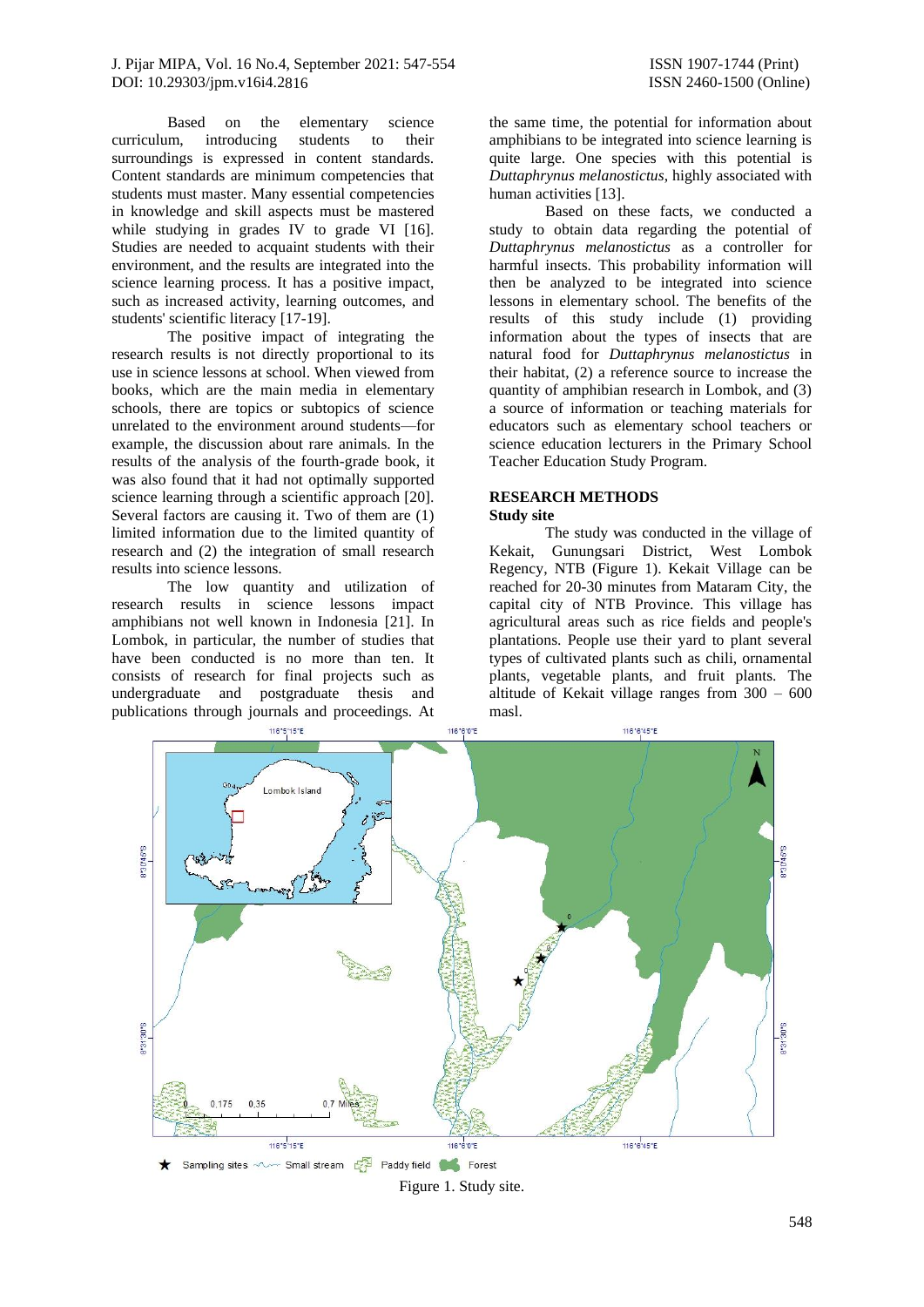Based on the elementary science curriculum, introducing students to their surroundings is expressed in content standards. Content standards are minimum competencies that students must master. Many essential competencies in knowledge and skill aspects must be mastered while studying in grades IV to grade VI [16]. Studies are needed to acquaint students with their environment, and the results are integrated into the science learning process. It has a positive impact, such as increased activity, learning outcomes, and students' scientific literacy [17-19].

The positive impact of integrating the research results is not directly proportional to its use in science lessons at school. When viewed from books, which are the main media in elementary schools, there are topics or subtopics of science unrelated to the environment around students—for example, the discussion about rare animals. In the results of the analysis of the fourth-grade book, it was also found that it had not optimally supported science learning through a scientific approach [20]. Several factors are causing it. Two of them are (1) limited information due to the limited quantity of research and (2) the integration of small research results into science lessons.

The low quantity and utilization of research results in science lessons impact amphibians not well known in Indonesia [21]. In Lombok, in particular, the number of studies that have been conducted is no more than ten. It consists of research for final projects such as undergraduate and postgraduate thesis and publications through journals and proceedings. At the same time, the potential for information about amphibians to be integrated into science learning is quite large. One species with this potential is *Duttaphrynus melanostictus*, highly associated with human activities [13].

Based on these facts, we conducted a study to obtain data regarding the potential of *Duttaphrynus melanostictus* as a controller for harmful insects. This probability information will then be analyzed to be integrated into science lessons in elementary school. The benefits of the results of this study include (1) providing information about the types of insects that are natural food for *Duttaphrynus melanostictus* in their habitat, (2) a reference source to increase the quantity of amphibian research in Lombok, and (3) a source of information or teaching materials for educators such as elementary school teachers or science education lecturers in the Primary School Teacher Education Study Program.

## RESEARCH METHODS

### Study site

The study was conducted in the village of Kekait, Gunungsari District, West Lombok Regency, NTB (Figure 1). Kekait Village can be reached for 20-30 minutes from Mataram City, the capital city of NTB Province. This village has agricultural areas such as rice fields and people's plantations. People use their yard to plant several types of cultivated plants such as chili, ornamental plants, vegetable plants, and fruit plants. The altitude of Kekait village ranges from 300 – 600 masl.

Figure 1. Study site.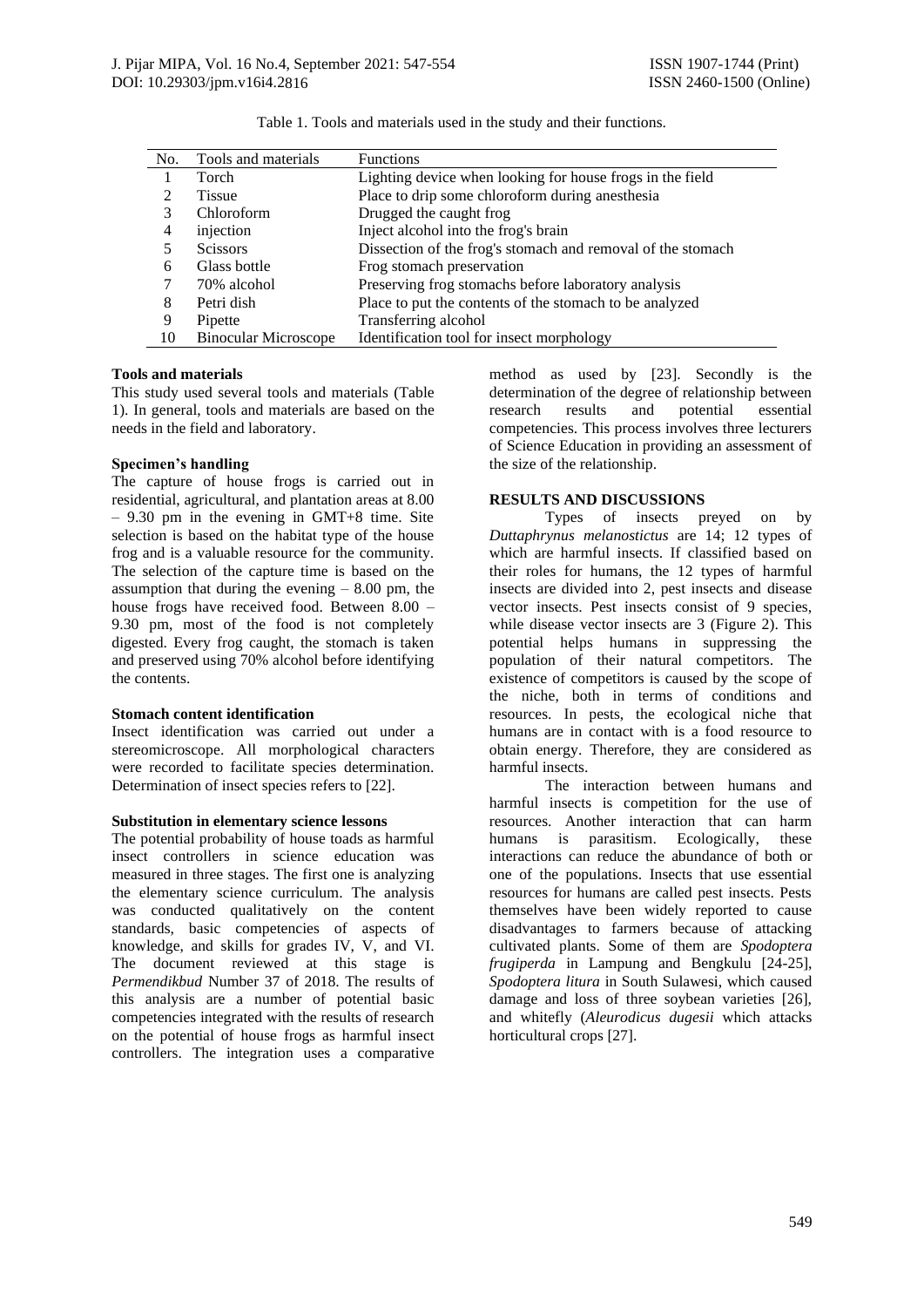Table 1. Tools and materials used in the study and their functions.

| No. | Tools and materials | Functions |
| --- | --- | --- |
| 1 | Torch | Lighting device when looking for house frogs in the field |
| 2 | Tissue | Place to drip some chloroform during anesthesia |
| 3 | Chloroform | Drugged the caught frog |
| 4 | injection | Inject alcohol into the frog's brain |
| 5 | Scissors | Dissection of the frog's stomach and removal of the stomach |
| 6 | Glass bottle | Frog stomach preservation |
| 7 | 70% alcohol | Preserving frog stomachs before laboratory analysis |
| 8 | Petri dish | Place to put the contents of the stomach to be analyzed |
| 9 | Pipette | Transferring alcohol |
| 10 | Binocular Microscope | Identification tool for insect morphology |

**Tools and materials**

This study used several tools and materials (Table 1). In general, tools and materials are based on the needs in the field and laboratory.

**Specimen's handling**

The capture of house frogs is carried out in residential, agricultural, and plantation areas at 8.00 – 9.30 pm in the evening in GMT+8 time. Site selection is based on the habitat type of the house frog and is a valuable resource for the community. The selection of the capture time is based on the assumption that during the evening – 8.00 pm, the house frogs have received food. Between 8.00 – 9.30 pm, most of the food is not completely digested. Every frog caught, the stomach is taken and preserved using 70% alcohol before identifying the contents.

**Stomach content identification**

Insect identification was carried out under a stereomicroscope. All morphological characters were recorded to facilitate species determination. Determination of insect species refers to [22].

**Substitution in elementary science lessons**

The potential probability of house toads as harmful insect controllers in science education was measured in three stages. The first one is analyzing the elementary science curriculum. The analysis was conducted qualitatively on the content standards, basic competencies of aspects of knowledge, and skills for grades IV, V, and VI. The document reviewed at this stage is *Permendikbud* Number 37 of 2018. The results of this analysis are a number of potential basic competencies integrated with the results of research on the potential of house frogs as harmful insect controllers. The integration uses a comparative method as used by [23]. Secondly is the determination of the degree of relationship between research results and potential essential competencies. This process involves three lecturers of Science Education in providing an assessment of the size of the relationship.

## RESULTS AND DISCUSSIONS

Types of insects preyed on by *Duttaphrynus melanostictus* are 14; 12 types of which are harmful insects. If classified based on their roles for humans, the 12 types of harmful insects are divided into 2, pest insects and disease vector insects. Pest insects consist of 9 species, while disease vector insects are 3 (Figure 2). This potential helps humans in suppressing the population of their natural competitors. The existence of competitors is caused by the scope of the niche, both in terms of conditions and resources. In pests, the ecological niche that humans are in contact with is a food resource to obtain energy. Therefore, they are considered as harmful insects.

The interaction between humans and harmful insects is competition for the use of resources. Another interaction that can harm humans is parasitism. Ecologically, these interactions can reduce the abundance of both or one of the populations. Insects that use essential resources for humans are called pest insects. Pests themselves have been widely reported to cause disadvantages to farmers because of attacking cultivated plants. Some of them are *Spodoptera frugiperda* in Lampung and Bengkulu [24-25], *Spodoptera litura* in South Sulawesi, which caused damage and loss of three soybean varieties [26], and whitefly (*Aleurodicus dugesii* which attacks horticultural crops [27].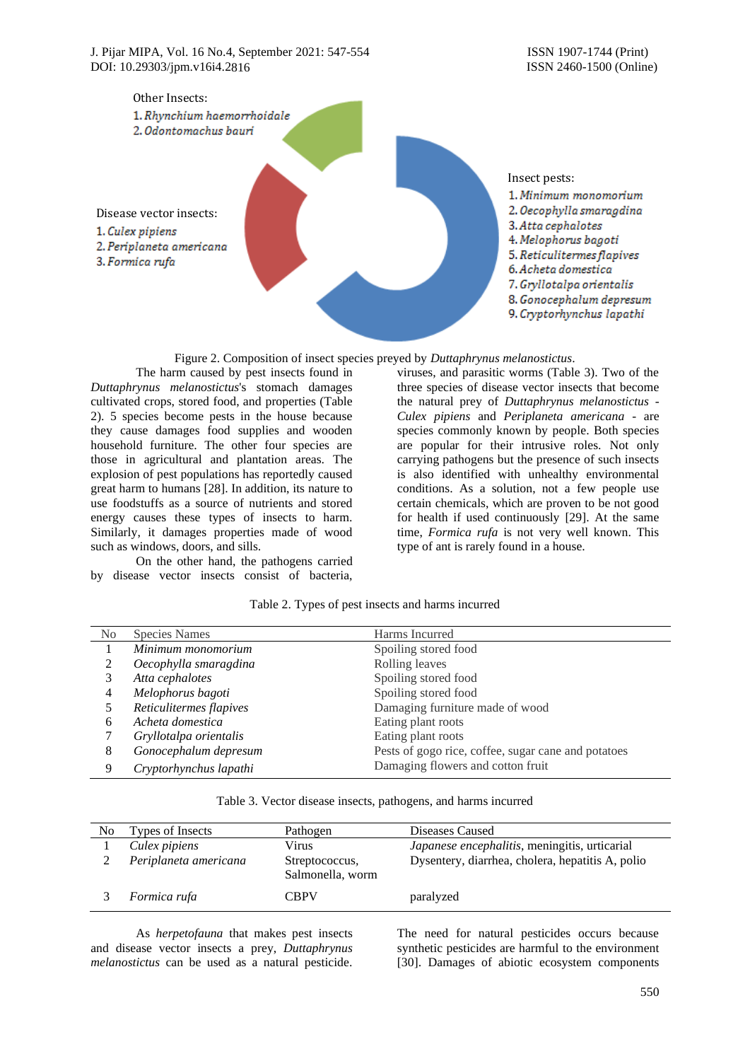Other Insects:
1. *Rhynchium haemorrhoidale*
2. *Odontomachus bauri*

Disease vector insects:
1. *Culex pipiens*
2. *Periplaneta americana*
3. *Formica rufa*

Insect pests:
1. *Minimum monomorium*
2. *Oecophylla smaragdina*
3. *Atta cephalotes*
4. *Melophorus bagoti*
5. *Reticulitermes flapives*
6. *Acheta domestica*
7. *Gryllotalpa orientalis*
8. *Gonocephalum depresum*
9. *Cryptorhynchus lapathi*

Figure 2. Composition of insect species preyed by *Duttaphrynus melanostictus*.

The harm caused by pest insects found in *Duttaphrynus melanostictus*'s stomach damages cultivated crops, stored food, and properties (Table 2). 5 species become pests in the house because they cause damages food supplies and wooden household furniture. The other four species are those in agricultural and plantation areas. The explosion of pest populations has reportedly caused great harm to humans [28]. In addition, its nature to use foodstuffs as a source of nutrients and stored energy causes these types of insects to harm. Similarly, it damages properties made of wood such as windows, doors, and sills.

On the other hand, the pathogens carried by disease vector insects consist of bacteria, viruses, and parasitic worms (Table 3). Two of the three species of disease vector insects that become the natural prey of *Duttaphrynus melanostictus* - *Culex pipiens* and *Periplaneta americana* - are species commonly known by people. Both species are popular for their intrusive roles. Not only carrying pathogens but the presence of such insects is also identified with unhealthy environmental conditions. As a solution, not a few people use certain chemicals, which are proven to be not good for health if used continuously [29]. At the same time, *Formica rufa* is not very well known. This type of ant is rarely found in a house.

Table 2. Types of pest insects and harms incurred

| No | Species Names | Harms Incurred |
|---|---|---|
| 1 | *Minimum monomorium* | Spoiling stored food |
| 2 | *Oecophylla smaragdina* | Rolling leaves |
| 3 | *Atta cephalotes* | Spoiling stored food |
| 4 | *Melophorus bagoti* | Spoiling stored food |
| 5 | *Reticulitermes flapives* | Damaging furniture made of wood |
| 6 | *Acheta domestica* | Eating plant roots |
| 7 | *Gryllotalpa orientalis* | Eating plant roots |
| 8 | *Gonocephalum depresum* | Pests of gogo rice, coffee, sugar cane and potatoes |
| 9 | *Cryptorhynchus lapathi* | Damaging flowers and cotton fruit |

Table 3. Vector disease insects, pathogens, and harms incurred

| No | Types of Insects | Pathogen | Diseases Caused |
|---|---|---|---|
| 1 | *Culex pipiens* | Virus | *Japanese encephalitis*, meningitis, urticarial |
| 2 | *Periplaneta americana* | Streptococcus, Salmonella, worm | Dysentery, diarrhea, cholera, hepatitis A, polio |
| 3 | *Formica rufa* | CBPV | paralyzed |

As *herpetofauna* that makes pest insects and disease vector insects a prey, *Duttaphrynus melanostictus* can be used as a natural pesticide. The need for natural pesticides occurs because synthetic pesticides are harmful to the environment [30]. Damages of abiotic ecosystem components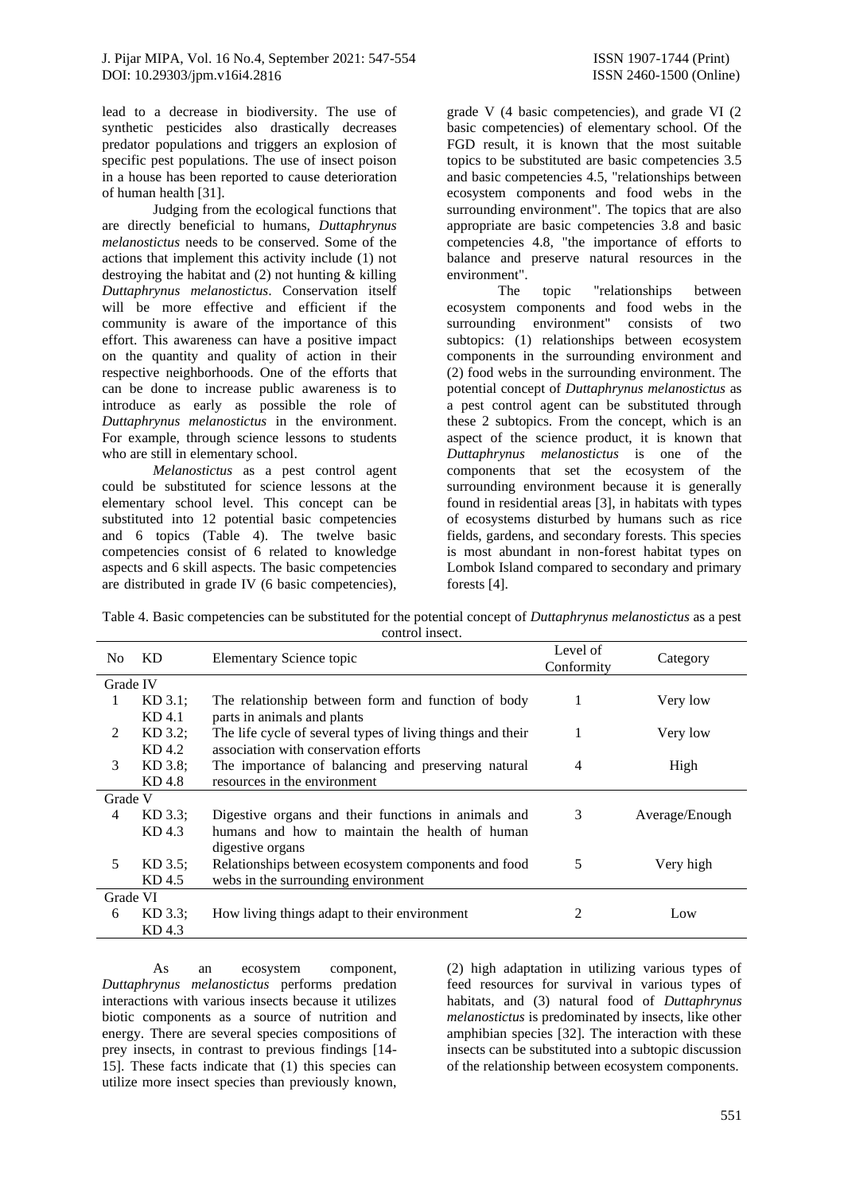lead to a decrease in biodiversity. The use of synthetic pesticides also drastically decreases predator populations and triggers an explosion of specific pest populations. The use of insect poison in a house has been reported to cause deterioration of human health [31].

Judging from the ecological functions that are directly beneficial to humans, *Duttaphrynus melanostictus* needs to be conserved. Some of the actions that implement this activity include (1) not destroying the habitat and (2) not hunting & killing *Duttaphrynus melanostictus*. Conservation itself will be more effective and efficient if the community is aware of the importance of this effort. This awareness can have a positive impact on the quantity and quality of action in their respective neighborhoods. One of the efforts that can be done to increase public awareness is to introduce as early as possible the role of *Duttaphrynus melanostictus* in the environment. For example, through science lessons to students who are still in elementary school.

*Melanostictus* as a pest control agent could be substituted for science lessons at the elementary school level. This concept can be substituted into 12 potential basic competencies and 6 topics (Table 4). The twelve basic competencies consist of 6 related to knowledge aspects and 6 skill aspects. The basic competencies are distributed in grade IV (6 basic competencies), grade V (4 basic competencies), and grade VI (2 basic competencies) of elementary school. Of the FGD result, it is known that the most suitable topics to be substituted are basic competencies 3.5 and basic competencies 4.5, "relationships between ecosystem components and food webs in the surrounding environment". The topics that are also appropriate are basic competencies 3.8 and basic competencies 4.8, "the importance of efforts to balance and preserve natural resources in the environment".

The topic "relationships between ecosystem components and food webs in the surrounding environment" consists of two subtopics: (1) relationships between ecosystem components in the surrounding environment and (2) food webs in the surrounding environment. The potential concept of *Duttaphrynus melanostictus* as a pest control agent can be substituted through these 2 subtopics. From the concept, which is an aspect of the science product, it is known that *Duttaphrynus melanostictus* is one of the components that set the ecosystem of the surrounding environment because it is generally found in residential areas [3], in habitats with types of ecosystems disturbed by humans such as rice fields, gardens, and secondary forests. This species is most abundant in non-forest habitat types on Lombok Island compared to secondary and primary forests [4].

Table 4. Basic competencies can be substituted for the potential concept of *Duttaphrynus melanostictus* as a pest control insect.

| No | KD | Elementary Science topic | Level of Conformity | Category |
|---|---|---|---|---|
| Grade IV | | | | |
| 1 | KD 3.1; KD 4.1 | The relationship between form and function of body parts in animals and plants | 1 | Very low |
| 2 | KD 3.2; KD 4.2 | The life cycle of several types of living things and their association with conservation efforts | 1 | Very low |
| 3 | KD 3.8; KD 4.8 | The importance of balancing and preserving natural resources in the environment | 4 | High |
| Grade V | | | | |
| 4 | KD 3.3; KD 4.3 | Digestive organs and their functions in animals and humans and how to maintain the health of human digestive organs | 3 | Average/Enough |
| 5 | KD 3.5; KD 4.5 | Relationships between ecosystem components and food webs in the surrounding environment | 5 | Very high |
| Grade VI | | | | |
| 6 | KD 3.3; KD 4.3 | How living things adapt to their environment | 2 | Low |

As an ecosystem component, *Duttaphrynus melanostictus* performs predation interactions with various insects because it utilizes biotic components as a source of nutrition and energy. There are several species compositions of prey insects, in contrast to previous findings [14-15]. These facts indicate that (1) this species can utilize more insect species than previously known, (2) high adaptation in utilizing various types of feed resources for survival in various types of habitats, and (3) natural food of *Duttaphrynus melanostictus* is predominated by insects, like other amphibian species [32]. The interaction with these insects can be substituted into a subtopic discussion of the relationship between ecosystem components.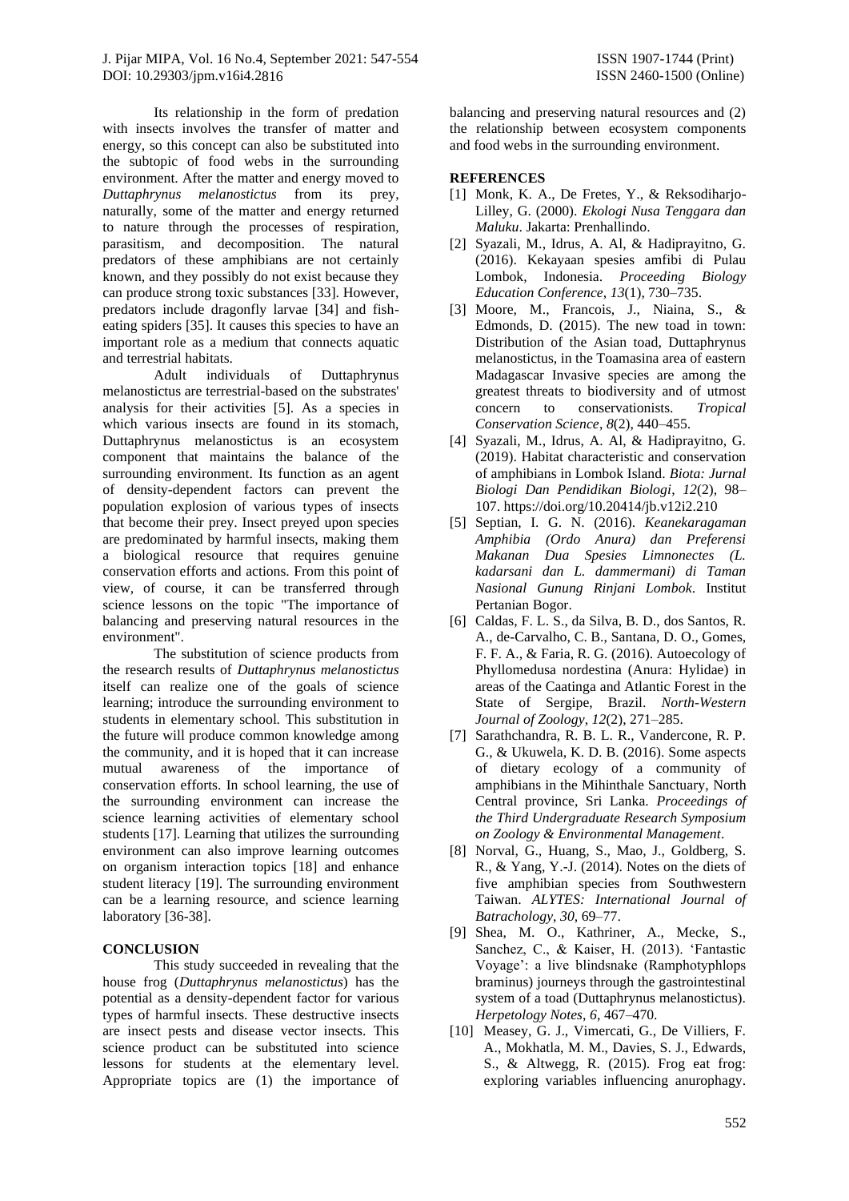Its relationship in the form of predation with insects involves the transfer of matter and energy, so this concept can also be substituted into the subtopic of food webs in the surrounding environment. After the matter and energy moved to *Duttaphrynus melanostictus* from its prey, naturally, some of the matter and energy returned to nature through the processes of respiration, parasitism, and decomposition. The natural predators of these amphibians are not certainly known, and they possibly do not exist because they can produce strong toxic substances [33]. However, predators include dragonfly larvae [34] and fish-eating spiders [35]. It causes this species to have an important role as a medium that connects aquatic and terrestrial habitats.

Adult individuals of Duttaphrynus melanostictus are terrestrial-based on the substrates' analysis for their activities [5]. As a species in which various insects are found in its stomach, Duttaphrynus melanostictus is an ecosystem component that maintains the balance of the surrounding environment. Its function as an agent of density-dependent factors can prevent the population explosion of various types of insects that become their prey. Insect preyed upon species are predominated by harmful insects, making them a biological resource that requires genuine conservation efforts and actions. From this point of view, of course, it can be transferred through science lessons on the topic "The importance of balancing and preserving natural resources in the environment".

The substitution of science products from the research results of *Duttaphrynus melanostictus* itself can realize one of the goals of science learning; introduce the surrounding environment to students in elementary school. This substitution in the future will produce common knowledge among the community, and it is hoped that it can increase mutual awareness of the importance of conservation efforts. In school learning, the use of the surrounding environment can increase the science learning activities of elementary school students [17]. Learning that utilizes the surrounding environment can also improve learning outcomes on organism interaction topics [18] and enhance student literacy [19]. The surrounding environment can be a learning resource, and science learning laboratory [36-38].

## CONCLUSION

This study succeeded in revealing that the house frog (*Duttaphrynus melanostictus*) has the potential as a density-dependent factor for various types of harmful insects. These destructive insects are insect pests and disease vector insects. This science product can be substituted into science lessons for students at the elementary level. Appropriate topics are (1) the importance of balancing and preserving natural resources and (2) the relationship between ecosystem components and food webs in the surrounding environment.

## REFERENCES

[1] Monk, K. A., De Fretes, Y., & Reksodiharjo-Lilley, G. (2000). *Ekologi Nusa Tenggara dan Maluku*. Jakarta: Prenhallindo.

[2] Syazali, M., Idrus, A. Al, & Hadiprayitno, G. (2016). Kekayaan spesies amfibi di Pulau Lombok, Indonesia. *Proceeding Biology Education Conference*, *13*(1), 730–735.

[3] Moore, M., Francois, J., Niaina, S., & Edmonds, D. (2015). The new toad in town: Distribution of the Asian toad, Duttaphrynus melanostictus, in the Toamasina area of eastern Madagascar Invasive species are among the greatest threats to biodiversity and of utmost concern to conservationists. *Tropical Conservation Science*, *8*(2), 440–455.

[4] Syazali, M., Idrus, A. Al, & Hadiprayitno, G. (2019). Habitat characteristic and conservation of amphibians in Lombok Island. *Biota: Jurnal Biologi Dan Pendidikan Biologi*, *12*(2), 98–107. https://doi.org/10.20414/jb.v12i2.210

[5] Septian, I. G. N. (2016). *Keanekaragaman Amphibia (Ordo Anura) dan Preferensi Makanan Dua Spesies Limnonectes (L. kadarsani dan L. dammermani) di Taman Nasional Gunung Rinjani Lombok*. Institut Pertanian Bogor.

[6] Caldas, F. L. S., da Silva, B. D., dos Santos, R. A., de-Carvalho, C. B., Santana, D. O., Gomes, F. F. A., & Faria, R. G. (2016). Autoecology of Phyllomedusa nordestina (Anura: Hylidae) in areas of the Caatinga and Atlantic Forest in the State of Sergipe, Brazil. *North-Western Journal of Zoology*, *12*(2), 271–285.

[7] Sarathchandra, R. B. L. R., Vandercone, R. P. G., & Ukuwela, K. D. B. (2016). Some aspects of dietary ecology of a community of amphibians in the Mihinthale Sanctuary, North Central province, Sri Lanka. *Proceedings of the Third Undergraduate Research Symposium on Zoology & Environmental Management*.

[8] Norval, G., Huang, S., Mao, J., Goldberg, S. R., & Yang, Y.-J. (2014). Notes on the diets of five amphibian species from Southwestern Taiwan. *ALYTES: International Journal of Batrachology*, *30*, 69–77.

[9] Shea, M. O., Kathriner, A., Mecke, S., Sanchez, C., & Kaiser, H. (2013). 'Fantastic Voyage': a live blindsnake (Ramphotyphlops braminus) journeys through the gastrointestinal system of a toad (Duttaphrynus melanostictus). *Herpetology Notes*, *6*, 467–470.

[10] Measey, G. J., Vimercati, G., De Villiers, F. A., Mokhatla, M. M., Davies, S. J., Edwards, S., & Altwegg, R. (2015). Frog eat frog: exploring variables influencing anurophagy.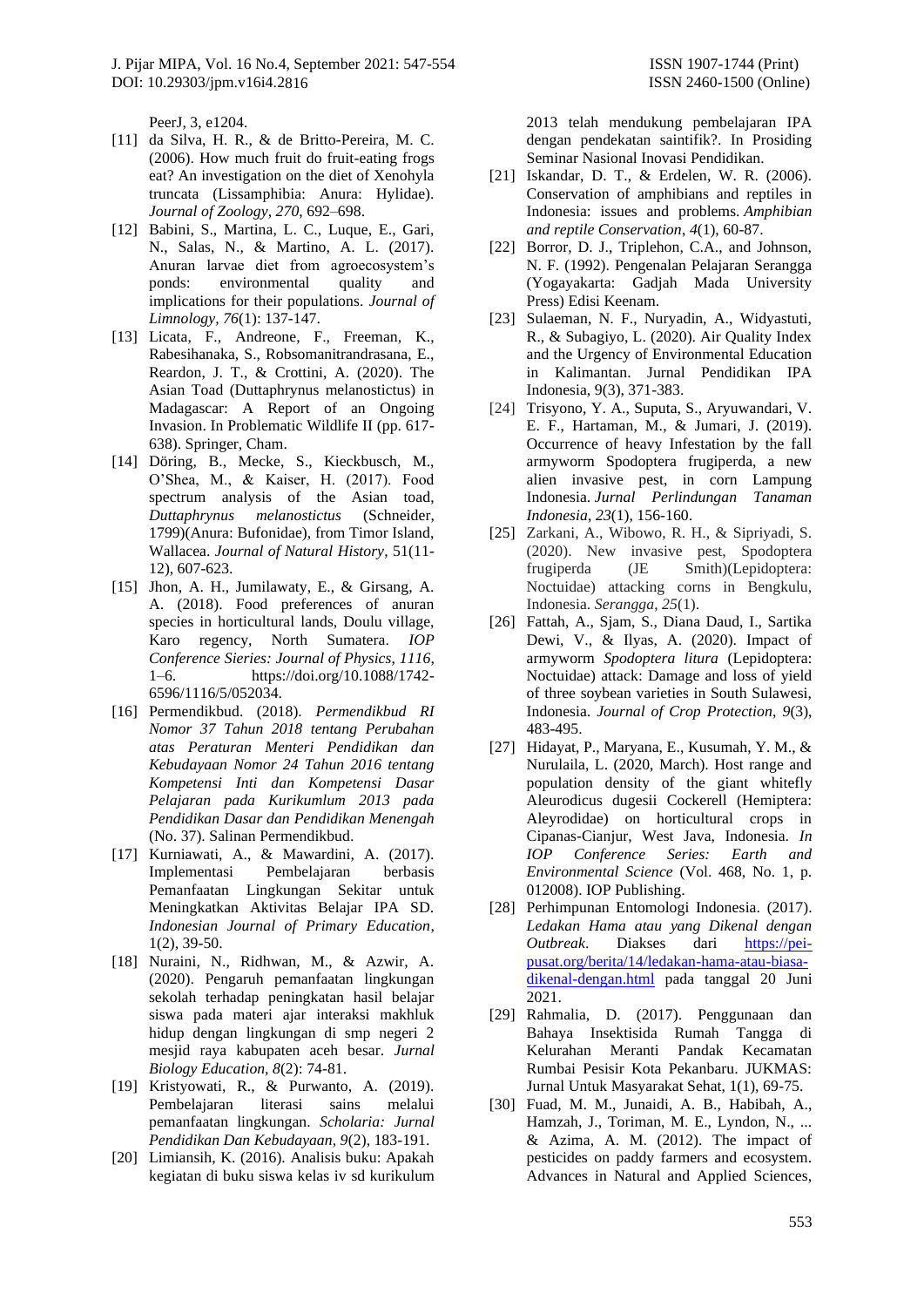PeerJ, 3, e1204.

[11] da Silva, H. R., & de Britto-Pereira, M. C. (2006). How much fruit do fruit-eating frogs eat? An investigation on the diet of Xenohyla truncata (Lissamphibia: Anura: Hylidae). *Journal of Zoology*, *270*, 692–698.

[12] Babini, S., Martina, L. C., Luque, E., Gari, N., Salas, N., & Martino, A. L. (2017). Anuran larvae diet from agroecosystem's ponds: environmental quality and implications for their populations. *Journal of Limnology*, *76*(1): 137-147.

[13] Licata, F., Andreone, F., Freeman, K., Rabesihanaka, S., Robsomanitrandrasana, E., Reardon, J. T., & Crottini, A. (2020). The Asian Toad (Duttaphrynus melanostictus) in Madagascar: A Report of an Ongoing Invasion. In Problematic Wildlife II (pp. 617-638). Springer, Cham.

[14] Döring, B., Mecke, S., Kieckbusch, M., O'Shea, M., & Kaiser, H. (2017). Food spectrum analysis of the Asian toad, *Duttaphrynus melanostictus* (Schneider, 1799)(Anura: Bufonidae), from Timor Island, Wallacea. *Journal of Natural History*, 51(11-12), 607-623.

[15] Jhon, A. H., Jumilawaty, E., & Girsang, A. A. (2018). Food preferences of anuran species in horticultural lands, Doulu village, Karo regency, North Sumatera. *IOP Conference Sieries: Journal of Physics*, *1116*, 1–6. https://doi.org/10.1088/1742-6596/1116/5/052034.

[16] Permendikbud. (2018). *Permendikbud RI Nomor 37 Tahun 2018 tentang Perubahan atas Peraturan Menteri Pendidikan dan Kebudayaan Nomor 24 Tahun 2016 tentang Kompetensi Inti dan Kompetensi Dasar Pelajaran pada Kurikumlum 2013 pada Pendidikan Dasar dan Pendidikan Menengah* (No. 37). Salinan Permendikbud.

[17] Kurniawati, A., & Mawardini, A. (2017). Implementasi Pembelajaran berbasis Pemanfaatan Lingkungan Sekitar untuk Meningkatkan Aktivitas Belajar IPA SD. *Indonesian Journal of Primary Education*, 1(2), 39-50.

[18] Nuraini, N., Ridhwan, M., & Azwir, A. (2020). Pengaruh pemanfaatan lingkungan sekolah terhadap peningkatan hasil belajar siswa pada materi ajar interaksi makhluk hidup dengan lingkungan di smp negeri 2 mesjid raya kabupaten aceh besar. *Jurnal Biology Education*, *8*(2): 74-81.

[19] Kristyowati, R., & Purwanto, A. (2019). Pembelajaran literasi sains melalui pemanfaatan lingkungan. *Scholaria: Jurnal Pendidikan Dan Kebudayaan*, *9*(2), 183-191.

[20] Limiansih, K. (2016). Analisis buku: Apakah kegiatan di buku siswa kelas iv sd kurikulum 2013 telah mendukung pembelajaran IPA dengan pendekatan saintifik?. In Prosiding Seminar Nasional Inovasi Pendidikan.

[21] Iskandar, D. T., & Erdelen, W. R. (2006). Conservation of amphibians and reptiles in Indonesia: issues and problems. *Amphibian and reptile Conservation*, *4*(1), 60-87.

[22] Borror, D. J., Triplehon, C.A., and Johnson, N. F. (1992). Pengenalan Pelajaran Serangga (Yogayakarta: Gadjah Mada University Press) Edisi Keenam.

[23] Sulaeman, N. F., Nuryadin, A., Widyastuti, R., & Subagiyo, L. (2020). Air Quality Index and the Urgency of Environmental Education in Kalimantan. Jurnal Pendidikan IPA Indonesia, 9(3), 371-383.

[24] Trisyono, Y. A., Suputa, S., Aryuwandari, V. E. F., Hartaman, M., & Jumari, J. (2019). Occurrence of heavy Infestation by the fall armyworm Spodoptera frugiperda, a new alien invasive pest, in corn Lampung Indonesia. *Jurnal Perlindungan Tanaman Indonesia*, *23*(1), 156-160.

[25] Zarkani, A., Wibowo, R. H., & Sipriyadi, S. (2020). New invasive pest, Spodoptera frugiperda (JE Smith)(Lepidoptera: Noctuidae) attacking corns in Bengkulu, Indonesia. *Serangga*, *25*(1).

[26] Fattah, A., Sjam, S., Diana Daud, I., Sartika Dewi, V., & Ilyas, A. (2020). Impact of armyworm *Spodoptera litura* (Lepidoptera: Noctuidae) attack: Damage and loss of yield of three soybean varieties in South Sulawesi, Indonesia. *Journal of Crop Protection*, *9*(3), 483-495.

[27] Hidayat, P., Maryana, E., Kusumah, Y. M., & Nurulaila, L. (2020, March). Host range and population density of the giant whitefly Aleurodicus dugesii Cockerell (Hemiptera: Aleyrodidae) on horticultural crops in Cipanas-Cianjur, West Java, Indonesia. *In IOP Conference Series: Earth and Environmental Science* (Vol. 468, No. 1, p. 012008). IOP Publishing.

[28] Perhimpunan Entomologi Indonesia. (2017). *Ledakan Hama atau yang Dikenal dengan Outbreak*. Diakses dari https://pei-pusat.org/berita/14/ledakan-hama-atau-biasa-dikenal-dengan.html pada tanggal 20 Juni 2021.

[29] Rahmalia, D. (2017). Penggunaan dan Bahaya Insektisida Rumah Tangga di Kelurahan Meranti Pandak Kecamatan Rumbai Pesisir Kota Pekanbaru. JUKMAS: Jurnal Untuk Masyarakat Sehat, 1(1), 69-75.

[30] Fuad, M. M., Junaidi, A. B., Habibah, A., Hamzah, J., Toriman, M. E., Lyndon, N., ... & Azima, A. M. (2012). The impact of pesticides on paddy farmers and ecosystem. Advances in Natural and Applied Sciences,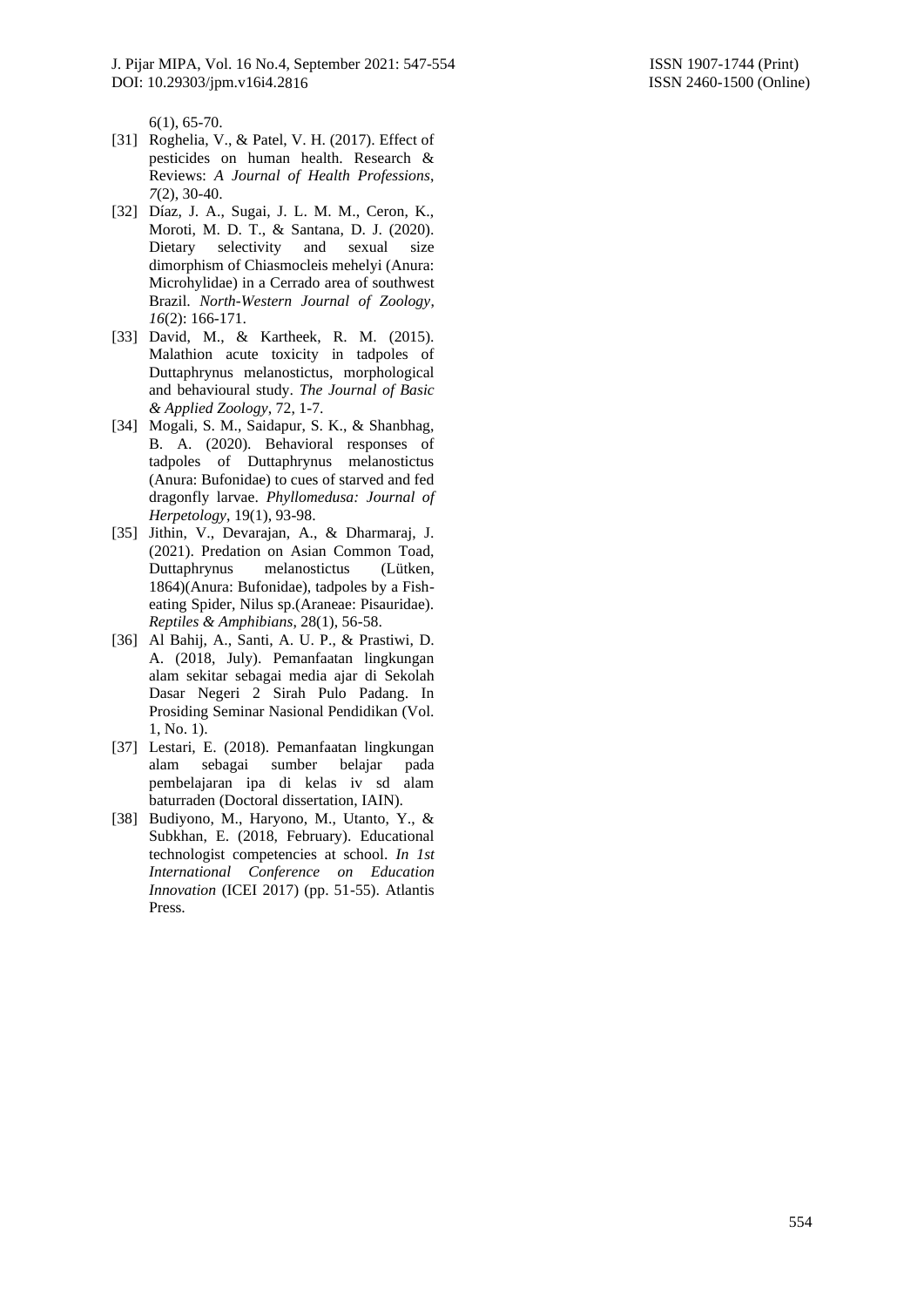6(1), 65-70.

[31] Roghelia, V., & Patel, V. H. (2017). Effect of pesticides on human health. Research & Reviews: *A Journal of Health Professions*, *7*(2), 30-40.

[32] Díaz, J. A., Sugai, J. L. M. M., Ceron, K., Moroti, M. D. T., & Santana, D. J. (2020). Dietary selectivity and sexual size dimorphism of Chiasmocleis mehelyi (Anura: Microhylidae) in a Cerrado area of southwest Brazil. *North-Western Journal of Zoology*, *16*(2): 166-171.

[33] David, M., & Kartheek, R. M. (2015). Malathion acute toxicity in tadpoles of Duttaphrynus melanostictus, morphological and behavioural study. *The Journal of Basic & Applied Zoology*, 72, 1-7.

[34] Mogali, S. M., Saidapur, S. K., & Shanbhag, B. A. (2020). Behavioral responses of tadpoles of Duttaphrynus melanostictus (Anura: Bufonidae) to cues of starved and fed dragonfly larvae. *Phyllomedusa: Journal of Herpetology*, 19(1), 93-98.

[35] Jithin, V., Devarajan, A., & Dharmaraj, J. (2021). Predation on Asian Common Toad, Duttaphrynus melanostictus (Lütken, 1864)(Anura: Bufonidae), tadpoles by a Fish-eating Spider, Nilus sp.(Araneae: Pisauridae). *Reptiles & Amphibians*, 28(1), 56-58.

[36] Al Bahij, A., Santi, A. U. P., & Prastiwi, D. A. (2018, July). Pemanfaatan lingkungan alam sekitar sebagai media ajar di Sekolah Dasar Negeri 2 Sirah Pulo Padang. In Prosiding Seminar Nasional Pendidikan (Vol. 1, No. 1).

[37] Lestari, E. (2018). Pemanfaatan lingkungan alam sebagai sumber belajar pada pembelajaran ipa di kelas iv sd alam baturraden (Doctoral dissertation, IAIN).

[38] Budiyono, M., Haryono, M., Utanto, Y., & Subkhan, E. (2018, February). Educational technologist competencies at school. *In 1st International Conference on Education Innovation* (ICEI 2017) (pp. 51-55). Atlantis Press.